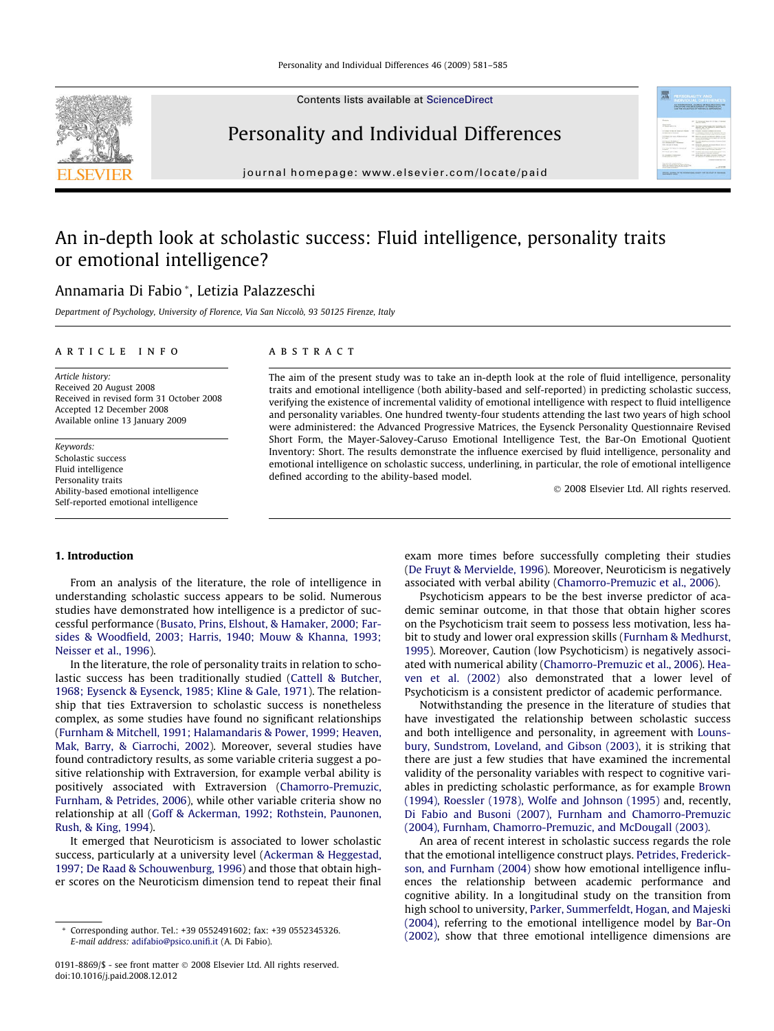# An in-depth look at scholastic success: Fluid intelligence, personality traits or emotional intelligence?

Annamaria Di Fabio *, Letizia Palazzeschi

*Department of Psychology, University of Florence, Via San Niccolò, 93 50125 Firenze, Italy*

## ARTICLE INFO

*Article history:*
Received 20 August 2008
Received in revised form 31 October 2008
Accepted 12 December 2008
Available online 13 January 2009

*Keywords:*
Scholastic success
Fluid intelligence
Personality traits
Ability-based emotional intelligence
Self-reported emotional intelligence

## ABSTRACT

The aim of the present study was to take an in-depth look at the role of fluid intelligence, personality traits and emotional intelligence (both ability-based and self-reported) in predicting scholastic success, verifying the existence of incremental validity of emotional intelligence with respect to fluid intelligence and personality variables. One hundred twenty-four students attending the last two years of high school were administered: the Advanced Progressive Matrices, the Eysenck Personality Questionnaire Revised Short Form, the Mayer-Salovey-Caruso Emotional Intelligence Test, the Bar-On Emotional Quotient Inventory: Short. The results demonstrate the influence exercised by fluid intelligence, personality and emotional intelligence on scholastic success, underlining, in particular, the role of emotional intelligence defined according to the ability-based model.

© 2008 Elsevier Ltd. All rights reserved.

## 1. Introduction

From an analysis of the literature, the role of intelligence in understanding scholastic success appears to be solid. Numerous studies have demonstrated how intelligence is a predictor of successful performance (Busato, Prins, Elshout, & Hamaker, 2000; Farsides & Woodfield, 2003; Harris, 1940; Mouw & Khanna, 1993; Neisser et al., 1996).

In the literature, the role of personality traits in relation to scholastic success has been traditionally studied (Cattell & Butcher, 1968; Eysenck & Eysenck, 1985; Kline & Gale, 1971). The relationship that ties Extraversion to scholastic success is nonetheless complex, as some studies have found no significant relationships (Furnham & Mitchell, 1991; Halamandaris & Power, 1999; Heaven, Mak, Barry, & Ciarrochi, 2002). Moreover, several studies have found contradictory results, as some variable criteria suggest a positive relationship with Extraversion, for example verbal ability is positively associated with Extraversion (Chamorro-Premuzic, Furnham, & Petrides, 2006), while other variable criteria show no relationship at all (Goff & Ackerman, 1992; Rothstein, Paunonen, Rush, & King, 1994).

It emerged that Neuroticism is associated to lower scholastic success, particularly at a university level (Ackerman & Heggestad, 1997; De Raad & Schouwenburg, 1996) and those that obtain higher scores on the Neuroticism dimension tend to repeat their final exam more times before successfully completing their studies (De Fruyt & Mervielde, 1996). Moreover, Neuroticism is negatively associated with verbal ability (Chamorro-Premuzic et al., 2006).

Psychoticism appears to be the best inverse predictor of academic seminar outcome, in that those that obtain higher scores on the Psychoticism trait seem to possess less motivation, less habit to study and lower oral expression skills (Furnham & Medhurst, 1995). Moreover, Caution (low Psychoticism) is negatively associated with numerical ability (Chamorro-Premuzic et al., 2006). Heaven et al. (2002) also demonstrated that a lower level of Psychoticism is a consistent predictor of academic performance.

Notwithstanding the presence in the literature of studies that have investigated the relationship between scholastic success and both intelligence and personality, in agreement with Lounsbury, Sundstrom, Loveland, and Gibson (2003), it is striking that there are just a few studies that have examined the incremental validity of the personality variables with respect to cognitive variables in predicting scholastic performance, as for example Brown (1994), Roessler (1978), Wolfe and Johnson (1995) and, recently, Di Fabio and Busoni (2007), Furnham and Chamorro-Premuzic (2004), Furnham, Chamorro-Premuzic, and McDougall (2003).

An area of recent interest in scholastic success regards the role that the emotional intelligence construct plays. Petrides, Frederickson, and Furnham (2004) show how emotional intelligence influences the relationship between academic performance and cognitive ability. In a longitudinal study on the transition from high school to university, Parker, Summerfeldt, Hogan, and Majeski (2004), referring to the emotional intelligence model by Bar-On (2002), show that three emotional intelligence dimensions are

* Corresponding author. Tel.: +39 0552491602; fax: +39 0552345326.
*E-mail address:* adifabio@psico.unifi.it (A. Di Fabio).

0191-8869/$ - see front matter © 2008 Elsevier Ltd. All rights reserved.
doi:10.1016/j.paid.2008.12.012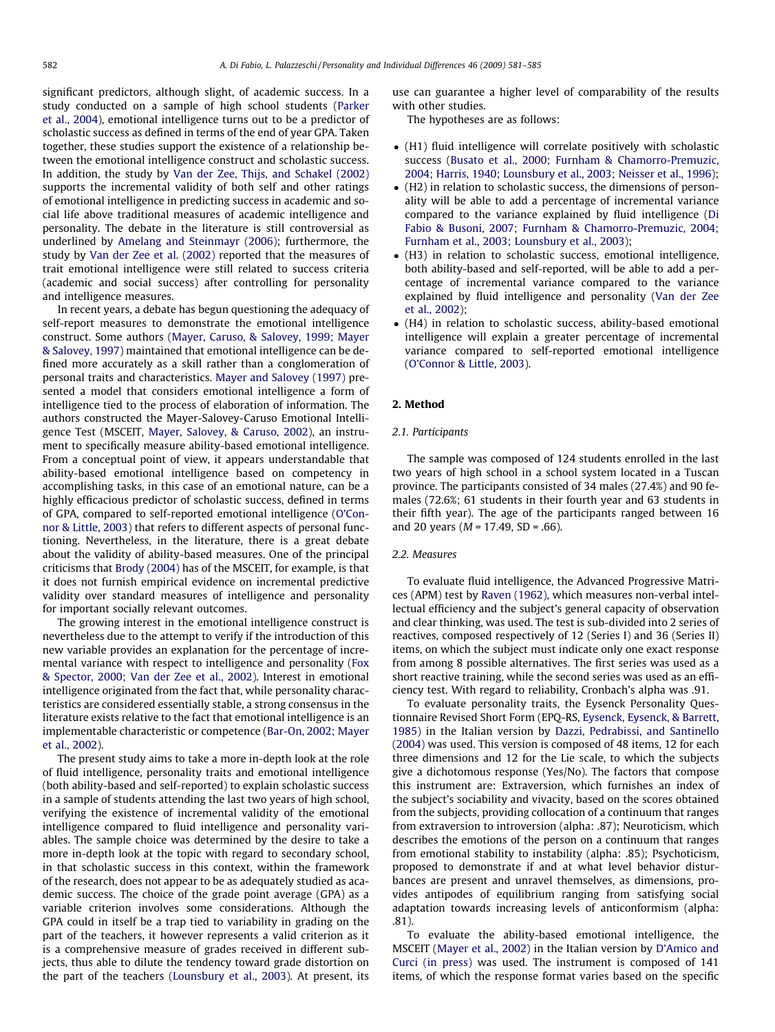significant predictors, although slight, of academic success. In a study conducted on a sample of high school students (Parker et al., 2004), emotional intelligence turns out to be a predictor of scholastic success as defined in terms of the end of year GPA. Taken together, these studies support the existence of a relationship between the emotional intelligence construct and scholastic success. In addition, the study by Van der Zee, Thijs, and Schakel (2002) supports the incremental validity of both self and other ratings of emotional intelligence in predicting success in academic and social life above traditional measures of academic intelligence and personality. The debate in the literature is still controversial as underlined by Amelang and Steinmayr (2006); furthermore, the study by Van der Zee et al. (2002) reported that the measures of trait emotional intelligence were still related to success criteria (academic and social success) after controlling for personality and intelligence measures.

In recent years, a debate has begun questioning the adequacy of self-report measures to demonstrate the emotional intelligence construct. Some authors (Mayer, Caruso, & Salovey, 1999; Mayer & Salovey, 1997) maintained that emotional intelligence can be defined more accurately as a skill rather than a conglomeration of personal traits and characteristics. Mayer and Salovey (1997) presented a model that considers emotional intelligence a form of intelligence tied to the process of elaboration of information. The authors constructed the Mayer-Salovey-Caruso Emotional Intelligence Test (MSCEIT, Mayer, Salovey, & Caruso, 2002), an instrument to specifically measure ability-based emotional intelligence. From a conceptual point of view, it appears understandable that ability-based emotional intelligence based on competency in accomplishing tasks, in this case of an emotional nature, can be a highly efficacious predictor of scholastic success, defined in terms of GPA, compared to self-reported emotional intelligence (O'Connor & Little, 2003) that refers to different aspects of personal functioning. Nevertheless, in the literature, there is a great debate about the validity of ability-based measures. One of the principal criticisms that Brody (2004) has of the MSCEIT, for example, is that it does not furnish empirical evidence on incremental predictive validity over standard measures of intelligence and personality for important socially relevant outcomes.

The growing interest in the emotional intelligence construct is nevertheless due to the attempt to verify if the introduction of this new variable provides an explanation for the percentage of incremental variance with respect to intelligence and personality (Fox & Spector, 2000; Van der Zee et al., 2002). Interest in emotional intelligence originated from the fact that, while personality characteristics are considered essentially stable, a strong consensus in the literature exists relative to the fact that emotional intelligence is an implementable characteristic or competence (Bar-On, 2002; Mayer et al., 2002).

The present study aims to take a more in-depth look at the role of fluid intelligence, personality traits and emotional intelligence (both ability-based and self-reported) to explain scholastic success in a sample of students attending the last two years of high school, verifying the existence of incremental validity of the emotional intelligence compared to fluid intelligence and personality variables. The sample choice was determined by the desire to take a more in-depth look at the topic with regard to secondary school, in that scholastic success in this context, within the framework of the research, does not appear to be as adequately studied as academic success. The choice of the grade point average (GPA) as a variable criterion involves some considerations. Although the GPA could in itself be a trap tied to variability in grading on the part of the teachers, it however represents a valid criterion as it is a comprehensive measure of grades received in different subjects, thus able to dilute the tendency toward grade distortion on the part of the teachers (Lounsbury et al., 2003). At present, its use can guarantee a higher level of comparability of the results with other studies.

The hypotheses are as follows:

- (H1) fluid intelligence will correlate positively with scholastic success (Busato et al., 2000; Furnham & Chamorro-Premuzic, 2004; Harris, 1940; Lounsbury et al., 2003; Neisser et al., 1996);
- (H2) in relation to scholastic success, the dimensions of personality will be able to add a percentage of incremental variance compared to the variance explained by fluid intelligence (Di Fabio & Busoni, 2007; Furnham & Chamorro-Premuzic, 2004; Furnham et al., 2003; Lounsbury et al., 2003);
- (H3) in relation to scholastic success, emotional intelligence, both ability-based and self-reported, will be able to add a percentage of incremental variance compared to the variance explained by fluid intelligence and personality (Van der Zee et al., 2002);
- (H4) in relation to scholastic success, ability-based emotional intelligence will explain a greater percentage of incremental variance compared to self-reported emotional intelligence (O'Connor & Little, 2003).

## 2. Method

### 2.1. Participants

The sample was composed of 124 students enrolled in the last two years of high school in a school system located in a Tuscan province. The participants consisted of 34 males (27.4%) and 90 females (72.6%; 61 students in their fourth year and 63 students in their fifth year). The age of the participants ranged between 16 and 20 years ($M = 17.49$, $SD = .66$).

### 2.2. Measures

To evaluate fluid intelligence, the Advanced Progressive Matrices (APM) test by Raven (1962), which measures non-verbal intellectual efficiency and the subject's general capacity of observation and clear thinking, was used. The test is sub-divided into 2 series of reactives, composed respectively of 12 (Series I) and 36 (Series II) items, on which the subject must indicate only one exact response from among 8 possible alternatives. The first series was used as a short reactive training, while the second series was used as an efficiency test. With regard to reliability, Cronbach's alpha was .91.

To evaluate personality traits, the Eysenck Personality Questionnaire Revised Short Form (EPQ-RS, Eysenck, Eysenck, & Barrett, 1985) in the Italian version by Dazzi, Pedrabissi, and Santinello (2004) was used. This version is composed of 48 items, 12 for each three dimensions and 12 for the Lie scale, to which the subjects give a dichotomous response (Yes/No). The factors that compose this instrument are: Extraversion, which furnishes an index of the subject's sociability and vivacity, based on the scores obtained from the subjects, providing collocation of a continuum that ranges from extraversion to introversion (alpha: .87); Neuroticism, which describes the emotions of the person on a continuum that ranges from emotional stability to instability (alpha: .85); Psychoticism, proposed to demonstrate if and at what level behavior disturbances are present and unravel themselves, as dimensions, provides antipodes of equilibrium ranging from satisfying social adaptation towards increasing levels of anticonformism (alpha: .81).

To evaluate the ability-based emotional intelligence, the MSCEIT (Mayer et al., 2002) in the Italian version by D'Amico and Curci (in press) was used. The instrument is composed of 141 items, of which the response format varies based on the specific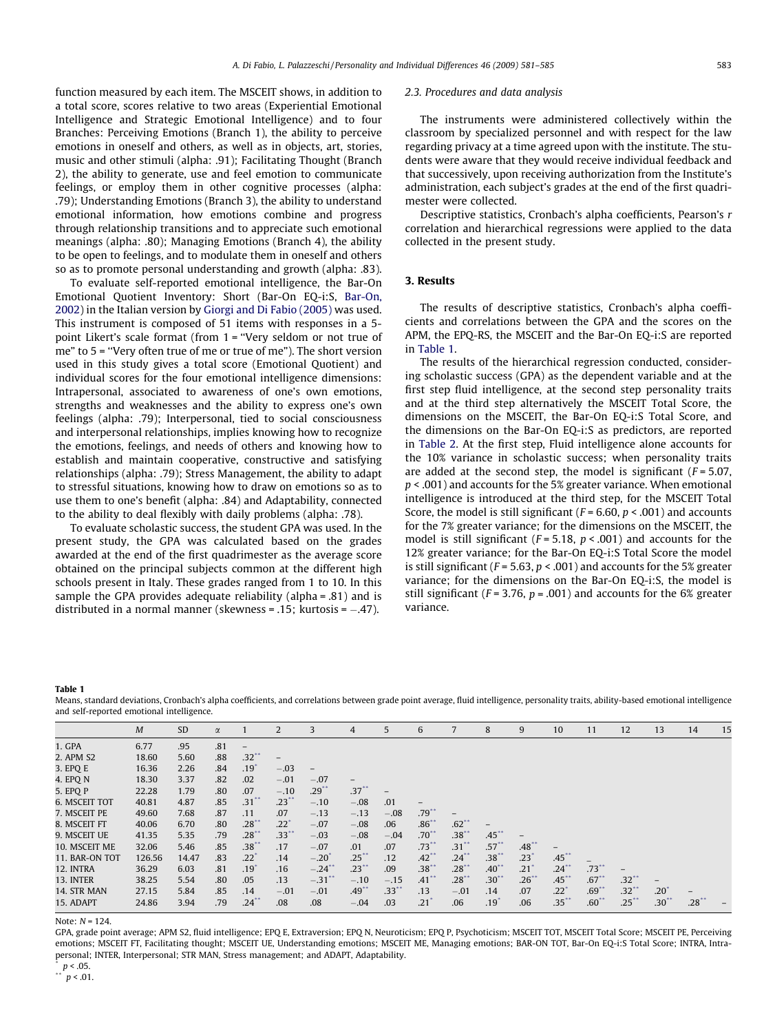function measured by each item. The MSCEIT shows, in addition to a total score, scores relative to two areas (Experiential Emotional Intelligence and Strategic Emotional Intelligence) and to four Branches: Perceiving Emotions (Branch 1), the ability to perceive emotions in oneself and others, as well as in objects, art, stories, music and other stimuli (alpha: .91); Facilitating Thought (Branch 2), the ability to generate, use and feel emotion to communicate feelings, or employ them in other cognitive processes (alpha: .79); Understanding Emotions (Branch 3), the ability to understand emotional information, how emotions combine and progress through relationship transitions and to appreciate such emotional meanings (alpha: .80); Managing Emotions (Branch 4), the ability to be open to feelings, and to modulate them in oneself and others so as to promote personal understanding and growth (alpha: .83).

To evaluate self-reported emotional intelligence, the Bar-On Emotional Quotient Inventory: Short (Bar-On EQ-i:S, Bar-On, 2002) in the Italian version by Giorgi and Di Fabio (2005) was used. This instrument is composed of 51 items with responses in a 5-point Likert's scale format (from 1 = "Very seldom or not true of me" to 5 = "Very often true of me or true of me"). The short version used in this study gives a total score (Emotional Quotient) and individual scores for the four emotional intelligence dimensions: Intrapersonal, associated to awareness of one's own emotions, strengths and weaknesses and the ability to express one's own feelings (alpha: .79); Interpersonal, tied to social consciousness and interpersonal relationships, implies knowing how to recognize the emotions, feelings, and needs of others and knowing how to establish and maintain cooperative, constructive and satisfying relationships (alpha: .79); Stress Management, the ability to adapt to stressful situations, knowing how to draw on emotions so as to use them to one's benefit (alpha: .84) and Adaptability, connected to the ability to deal flexibly with daily problems (alpha: .78).

To evaluate scholastic success, the student GPA was used. In the present study, the GPA was calculated based on the grades awarded at the end of the first quadrimester as the average score obtained on the principal subjects common at the different high schools present in Italy. These grades ranged from 1 to 10. In this sample the GPA provides adequate reliability (alpha = .81) and is distributed in a normal manner (skewness = .15; kurtosis = −.47).

### 2.3. Procedures and data analysis

The instruments were administered collectively within the classroom by specialized personnel and with respect for the law regarding privacy at a time agreed upon with the institute. The students were aware that they would receive individual feedback and that successively, upon receiving authorization from the Institute's administration, each subject's grades at the end of the first quadrimester were collected.

Descriptive statistics, Cronbach's alpha coefficients, Pearson's $r$ correlation and hierarchical regressions were applied to the data collected in the present study.

## 3. Results

The results of descriptive statistics, Cronbach's alpha coefficients and correlations between the GPA and the scores on the APM, the EPQ-RS, the MSCEIT and the Bar-On EQ-i:S are reported in Table 1.

The results of the hierarchical regression conducted, considering scholastic success (GPA) as the dependent variable and at the first step fluid intelligence, at the second step personality traits and at the third step alternatively the MSCEIT Total Score, the dimensions on the MSCEIT, the Bar-On EQ-i:S Total Score, and the dimensions on the Bar-On EQ-i:S as predictors, are reported in Table 2. At the first step, Fluid intelligence alone accounts for the 10% variance in scholastic success; when personality traits are added at the second step, the model is significant ($F = 5.07$, $p < .001$) and accounts for the 5% greater variance. When emotional intelligence is introduced at the third step, for the MSCEIT Total Score, the model is still significant ($F = 6.60$, $p < .001$) and accounts for the 7% greater variance; for the dimensions on the MSCEIT, the model is still significant ($F = 5.18$, $p < .001$) and accounts for the 12% greater variance; for the Bar-On EQ-i:S Total Score the model is still significant ($F = 5.63$, $p < .001$) and accounts for the 5% greater variance; for the dimensions on the Bar-On EQ-i:S, the model is still significant ($F = 3.76$, $p = .001$) and accounts for the 6% greater variance.

**Table 1**
Means, standard deviations, Cronbach's alpha coefficients, and correlations between grade point average, fluid intelligence, personality traits, ability-based emotional intelligence and self-reported emotional intelligence.

| | M | SD | α | 1 | 2 | 3 | 4 | 5 | 6 | 7 | 8 | 9 | 10 | 11 | 12 | 13 | 14 | 15 |
|---|---|---|---|---|---|---|---|---|---|---|---|---|---|---|---|---|---|---|
| 1. GPA | 6.77 | .95 | .81 | – | | | | | | | | | | | | | | |
| 2. APM S2 | 18.60 | 5.60 | .88 | .32** | – | | | | | | | | | | | | | |
| 3. EPQ E | 16.36 | 2.26 | .84 | .19* | −.03 | – | | | | | | | | | | | | |
| 4. EPQ N | 18.30 | 3.37 | .82 | .02 | −.01 | −.07 | – | | | | | | | | | | | |
| 5. EPQ P | 22.28 | 1.79 | .80 | .07 | −.10 | .29** | .37** | – | | | | | | | | | | |
| 6. MSCEIT TOT | 40.81 | 4.87 | .85 | .31** | .23** | −.10 | −.08 | .01 | – | | | | | | | | | |
| 7. MSCEIT PE | 49.60 | 7.68 | .87 | .11 | .07 | −.13 | −.13 | −.08 | .79** | – | | | | | | | | |
| 8. MSCEIT FT | 40.06 | 6.70 | .80 | .28** | .22* | −.07 | −.08 | .06 | .86** | .62** | – | | | | | | | |
| 9. MSCEIT UE | 41.35 | 5.35 | .79 | .28** | .33** | −.03 | −.08 | −.04 | .70** | .38** | .45** | – | | | | | | |
| 10. MSCEIT ME | 32.06 | 5.46 | .85 | .38** | .17 | −.07 | .01 | .07 | .73** | .31** | .57** | .48** | – | | | | | |
| 11. BAR-ON TOT | 126.56 | 14.47 | .83 | .22* | .14 | −.20* | .25** | .12 | .42** | .24** | .38** | .23* | .45** | – | | | | |
| 12. INTRA | 36.29 | 6.03 | .81 | .19* | .16 | −.24** | .23** | .09 | .38** | .28** | .40** | .21* | .24** | .73** | – | | | |
| 13. INTER | 38.25 | 5.54 | .80 | .05 | .13 | −.31** | −.10 | −.15 | .41** | .28** | .30** | .26** | .45** | .67** | .32** | – | | |
| 14. STR MAN | 27.15 | 5.84 | .85 | .14 | −.01 | −.01 | .49** | .33** | .13 | −.01 | .14 | .07 | .22* | .69** | .32** | .20* | – | |
| 15. ADAPT | 24.86 | 3.94 | .79 | .24** | .08 | .08 | −.04 | .03 | .21* | .06 | .19* | .06 | .35** | .60** | .25** | .30** | .28** | – |

Note: $N = 124$.
GPA, grade point average; APM S2, fluid intelligence; EPQ E, Extraversion; EPQ N, Neuroticism; EPQ P, Psychoticism; MSCEIT TOT, MSCEIT Total Score; MSCEIT PE, Perceiving emotions; MSCEIT FT, Facilitating thought; MSCEIT UE, Understanding emotions; MSCEIT ME, Managing emotions; BAR-ON TOT, Bar-On EQ-i:S Total Score; INTRA, Intrapersonal; INTER, Interpersonal; STR MAN, Stress management; and ADAPT, Adaptability.
* $p < .05$.
** $p < .01$.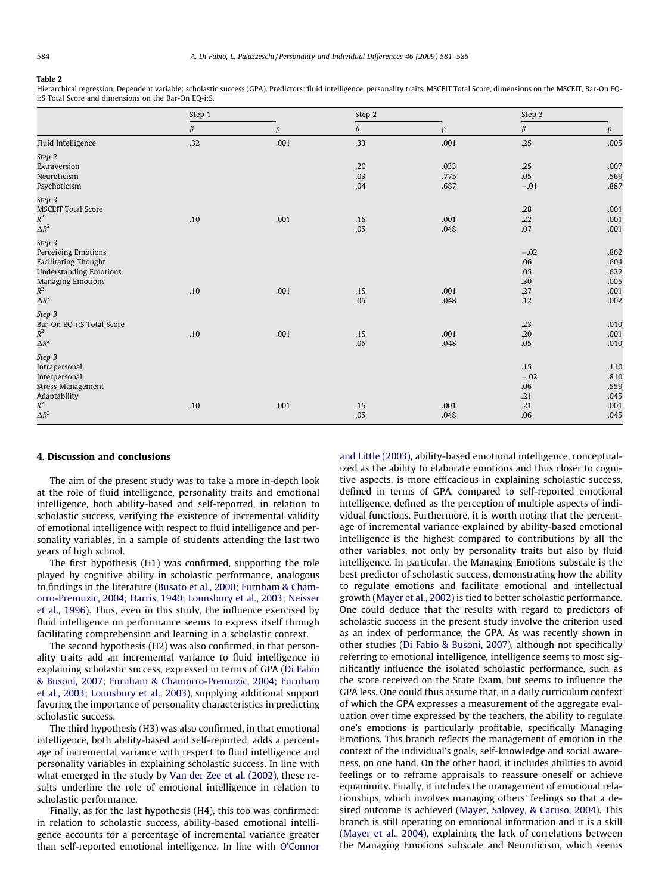**Table 2**

Hierarchical regression. Dependent variable: scholastic success (GPA). Predictors: fluid intelligence, personality traits, MSCEIT Total Score, dimensions on the MSCEIT, Bar-On EQ-i:S Total Score and dimensions on the Bar-On EQ-i:S.

| | Step 1 | | Step 2 | | Step 3 | |
|---|---|---|---|---|---|---|
| | $\beta$ | $p$ | $\beta$ | $p$ | $\beta$ | $p$ |
| Fluid Intelligence | .32 | .001 | .33 | .001 | .25 | .005 |
| *Step 2* | | | | | | |
| Extraversion | | | .20 | .033 | .25 | .007 |
| Neuroticism | | | .03 | .775 | .05 | .569 |
| Psychoticism | | | .04 | .687 | −.01 | .887 |
| *Step 3* | | | | | | |
| MSCEIT Total Score | | | | | .28 | .001 |
| $R^2$ | .10 | .001 | .15 | .001 | .22 | .001 |
| $\Delta R^2$ | | | .05 | .048 | .07 | .001 |
| *Step 3* | | | | | | |
| Perceiving Emotions | | | | | −.02 | .862 |
| Facilitating Thought | | | | | .06 | .604 |
| Understanding Emotions | | | | | .05 | .622 |
| Managing Emotions | | | | | .30 | .005 |
| $R^2$ | .10 | .001 | .15 | .001 | .27 | .001 |
| $\Delta R^2$ | | | .05 | .048 | .12 | .002 |
| *Step 3* | | | | | | |
| Bar-On EQ-i:S Total Score | | | | | .23 | .010 |
| $R^2$ | .10 | .001 | .15 | .001 | .20 | .001 |
| $\Delta R^2$ | | | .05 | .048 | .05 | .010 |
| *Step 3* | | | | | | |
| Intrapersonal | | | | | .15 | .110 |
| Interpersonal | | | | | −.02 | .810 |
| Stress Management | | | | | .06 | .559 |
| Adaptability | | | | | .21 | .045 |
| $R^2$ | .10 | .001 | .15 | .001 | .21 | .001 |
| $\Delta R^2$ | | | .05 | .048 | .06 | .045 |

## 4. Discussion and conclusions

The aim of the present study was to take a more in-depth look at the role of fluid intelligence, personality traits and emotional intelligence, both ability-based and self-reported, in relation to scholastic success, verifying the existence of incremental validity of emotional intelligence with respect to fluid intelligence and personality variables, in a sample of students attending the last two years of high school.

The first hypothesis (H1) was confirmed, supporting the role played by cognitive ability in scholastic performance, analogous to findings in the literature (Busato et al., 2000; Furnham & Chamorro-Premuzic, 2004; Harris, 1940; Lounsbury et al., 2003; Neisser et al., 1996). Thus, even in this study, the influence exercised by fluid intelligence on performance seems to express itself through facilitating comprehension and learning in a scholastic context.

The second hypothesis (H2) was also confirmed, in that personality traits add an incremental variance to fluid intelligence in explaining scholastic success, expressed in terms of GPA (Di Fabio & Busoni, 2007; Furnham & Chamorro-Premuzic, 2004; Furnham et al., 2003; Lounsbury et al., 2003), supplying additional support favoring the importance of personality characteristics in predicting scholastic success.

The third hypothesis (H3) was also confirmed, in that emotional intelligence, both ability-based and self-reported, adds a percentage of incremental variance with respect to fluid intelligence and personality variables in explaining scholastic success. In line with what emerged in the study by Van der Zee et al. (2002), these results underline the role of emotional intelligence in relation to scholastic performance.

Finally, as for the last hypothesis (H4), this too was confirmed: in relation to scholastic success, ability-based emotional intelligence accounts for a percentage of incremental variance greater than self-reported emotional intelligence. In line with O'Connor and Little (2003), ability-based emotional intelligence, conceptualized as the ability to elaborate emotions and thus closer to cognitive aspects, is more efficacious in explaining scholastic success, defined in terms of GPA, compared to self-reported emotional intelligence, defined as the perception of multiple aspects of individual functions. Furthermore, it is worth noting that the percentage of incremental variance explained by ability-based emotional intelligence is the highest compared to contributions by all the other variables, not only by personality traits but also by fluid intelligence. In particular, the Managing Emotions subscale is the best predictor of scholastic success, demonstrating how the ability to regulate emotions and facilitate emotional and intellectual growth (Mayer et al., 2002) is tied to better scholastic performance. One could deduce that the results with regard to predictors of scholastic success in the present study involve the criterion used as an index of performance, the GPA. As was recently shown in other studies (Di Fabio & Busoni, 2007), although not specifically referring to emotional intelligence, intelligence seems to most significantly influence the isolated scholastic performance, such as the score received on the State Exam, but seems to influence the GPA less. One could thus assume that, in a daily curriculum context of which the GPA expresses a measurement of the aggregate evaluation over time expressed by the teachers, the ability to regulate one's emotions is particularly profitable, specifically Managing Emotions. This branch reflects the management of emotion in the context of the individual's goals, self-knowledge and social awareness, on one hand. On the other hand, it includes abilities to avoid feelings or to reframe appraisals to reassure oneself or achieve equanimity. Finally, it includes the management of emotional relationships, which involves managing others' feelings so that a desired outcome is achieved (Mayer, Salovey, & Caruso, 2004). This branch is still operating on emotional information and it is a skill (Mayer et al., 2004), explaining the lack of correlations between the Managing Emotions subscale and Neuroticism, which seems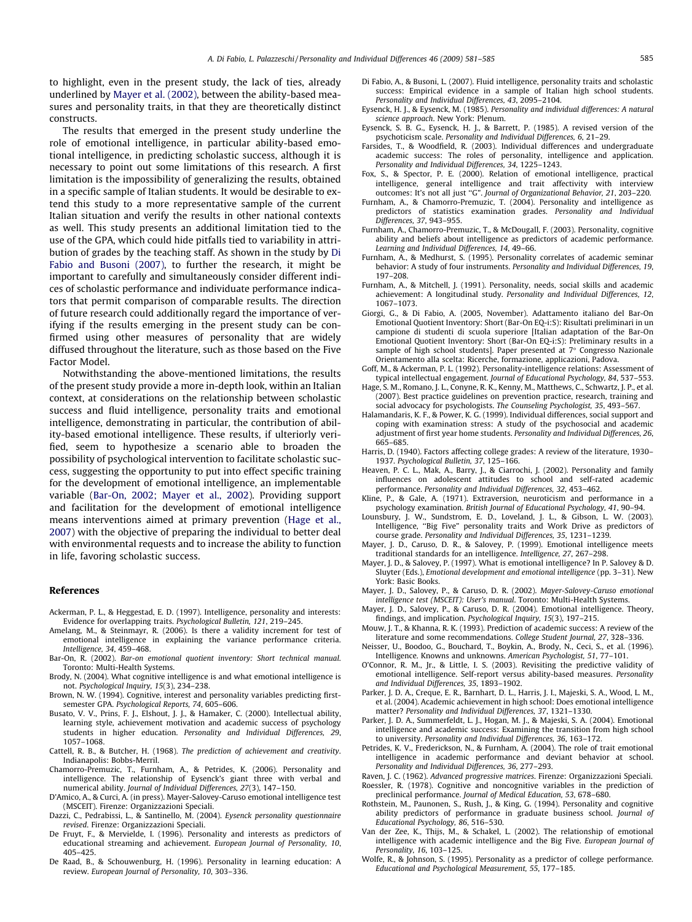to highlight, even in the present study, the lack of ties, already underlined by Mayer et al. (2002), between the ability-based measures and personality traits, in that they are theoretically distinct constructs.

The results that emerged in the present study underline the role of emotional intelligence, in particular ability-based emotional intelligence, in predicting scholastic success, although it is necessary to point out some limitations of this research. A first limitation is the impossibility of generalizing the results, obtained in a specific sample of Italian students. It would be desirable to extend this study to a more representative sample of the current Italian situation and verify the results in other national contexts as well. This study presents an additional limitation tied to the use of the GPA, which could hide pitfalls tied to variability in attribution of grades by the teaching staff. As shown in the study by Di Fabio and Busoni (2007), to further the research, it might be important to carefully and simultaneously consider different indices of scholastic performance and individuate performance indicators that permit comparison of comparable results. The direction of future research could additionally regard the importance of verifying if the results emerging in the present study can be confirmed using other measures of personality that are widely diffused throughout the literature, such as those based on the Five Factor Model.

Notwithstanding the above-mentioned limitations, the results of the present study provide a more in-depth look, within an Italian context, at considerations on the relationship between scholastic success and fluid intelligence, personality traits and emotional intelligence, demonstrating in particular, the contribution of ability-based emotional intelligence. These results, if ulteriorly verified, seem to hypothesize a scenario able to broaden the possibility of psychological intervention to facilitate scholastic success, suggesting the opportunity to put into effect specific training for the development of emotional intelligence, an implementable variable (Bar-On, 2002; Mayer et al., 2002). Providing support and facilitation for the development of emotional intelligence means interventions aimed at primary prevention (Hage et al., 2007) with the objective of preparing the individual to better deal with environmental requests and to increase the ability to function in life, favoring scholastic success.

## References

Ackerman, P. L., & Heggestad, E. D. (1997). Intelligence, personality and interests: Evidence for overlapping traits. *Psychological Bulletin, 121*, 219–245.

Amelang, M., & Steinmayr, R. (2006). Is there a validity increment for test of emotional intelligence in explaining the variance performance criteria. *Intelligence, 34*, 459–468.

Bar-On, R. (2002). *Bar-on emotional quotient inventory: Short technical manual*. Toronto: Multi-Health Systems.

Brody, N. (2004). What cognitive intelligence is and what emotional intelligence is not. *Psychological Inquiry, 15*(3), 234–238.

Brown, N. W. (1994). Cognitive, interest and personality variables predicting first-semester GPA. *Psychological Reports, 74*, 605–606.

Busato, V. V., Prins, F. J., Elshout, J. J., & Hamaker, C. (2000). Intellectual ability, learning style, achievement motivation and academic success of psychology students in higher education. *Personality and Individual Differences, 29*, 1057–1068.

Cattell, R. B., & Butcher, H. (1968). *The prediction of achievement and creativity*. Indianapolis: Bobbs-Merril.

Chamorro-Premuzic, T., Furnham, A., & Petrides, K. (2006). Personality and intelligence. The relationship of Eysenck's giant three with verbal and numerical ability. *Journal of Individual Differences, 27*(3), 147–150.

D'Amico, A., & Curci, A. (in press). Mayer-Salovey-Caruso emotional intelligence test (MSCEIT). Firenze: Organizzazioni Speciali.

Dazzi, C., Pedrabissi, L., & Santinello, M. (2004). *Eysenck personality questionnaire revised*. Firenze: Organizzazioni Speciali.

De Fruyt, F., & Mervielde, I. (1996). Personality and interests as predictors of educational streaming and achievement. *European Journal of Personality, 10*, 405–425.

De Raad, B., & Schouwenburg, H. (1996). Personality in learning education: A review. *European Journal of Personality, 10*, 303–336.

Di Fabio, A., & Busoni, L. (2007). Fluid intelligence, personality traits and scholastic success: Empirical evidence in a sample of Italian high school students. *Personality and Individual Differences, 43*, 2095–2104.

Eysenck, H. J., & Eysenck, M. (1985). *Personality and individual differences: A natural science approach*. New York: Plenum.

Eysenck, S. B. G., Eysenck, H. J., & Barrett, P. (1985). A revised version of the psychoticism scale. *Personality and Individual Differences, 6*, 21–29.

Farsides, T., & Woodfield, R. (2003). Individual differences and undergraduate academic success: The roles of personality, intelligence and application. *Personality and Individual Differences, 34*, 1225–1243.

Fox, S., & Spector, P. E. (2000). Relation of emotional intelligence, practical intelligence, general intelligence and trait affectivity with interview outcomes: It's not all just "G". *Journal of Organizational Behavior, 21*, 203–220.

Furnham, A., & Chamorro-Premuzic, T. (2004). Personality and intelligence as predictors of statistics examination grades. *Personality and Individual Differences, 37*, 943–955.

Furnham, A., Chamorro-Premuzic, T., & McDougall, F. (2003). Personality, cognitive ability and beliefs about intelligence as predictors of academic performance. *Learning and Individual Differences, 14*, 49–66.

Furnham, A., & Medhurst, S. (1995). Personality correlates of academic seminar behavior: A study of four instruments. *Personality and Individual Differences, 19*, 197–208.

Furnham, A., & Mitchell, J. (1991). Personality, needs, social skills and academic achievement: A longitudinal study. *Personality and Individual Differences, 12*, 1067–1073.

Giorgi, G., & Di Fabio, A. (2005, November). Adattamento italiano del Bar-On Emotional Quotient Inventory: Short (Bar-On EQ-i:S): Risultati preliminari in un campione di studenti di scuola superiore [Italian adaptation of the Bar-On Emotional Quotient Inventory: Short (Bar-On EQ-i:S): Preliminary results in a sample of high school students]. Paper presented at 7° Congresso Nazionale Orientamento alla scelta: Ricerche, formazione, applicazioni, Padova.

Goff, M., & Ackerman, P. L. (1992). Personality-intelligence relations: Assessment of typical intellectual engagement. *Journal of Educational Psychology, 84*, 537–553.

Hage, S. M., Romano, J. L., Conyne, R. K., Kenny, M., Matthews, C., Schwartz, J. P., et al. (2007). Best practice guidelines on prevention practice, research, training and social advocacy for psychologists. *The Counseling Psychologist, 35*, 493–567.

Halamandaris, K. F., & Power, K. G. (1999). Individual differences, social support and coping with examination stress: A study of the psychosocial and academic adjustment of first year home students. *Personality and Individual Differences, 26*, 665–685.

Harris, D. (1940). Factors affecting college grades: A review of the literature, 1930–1937. *Psychological Bulletin, 37*, 125–166.

Heaven, P. C. L., Mak, A., Barry, J., & Ciarrochi, J. (2002). Personality and family influences on adolescent attitudes to school and self-rated academic performance. *Personality and Individual Differences, 32*, 453–462.

Kline, P., & Gale, A. (1971). Extraversion, neuroticism and performance in a psychology examination. *British Journal of Educational Psychology, 41*, 90–94.

Lounsbury, J. W., Sundstrom, E. D., Loveland, J. L., & Gibson, L. W. (2003). Intelligence, "Big Five" personality traits and Work Drive as predictors of course grade. *Personality and Individual Differences, 35*, 1231–1239.

Mayer, J. D., Caruso, D. R., & Salovey, P. (1999). Emotional intelligence meets traditional standards for an intelligence. *Intelligence, 27*, 267–298.

Mayer, J. D., & Salovey, P. (1997). What is emotional intelligence? In P. Salovey & D. Sluyter (Eds.), *Emotional development and emotional intelligence* (pp. 3–31). New York: Basic Books.

Mayer, J. D., Salovey, P., & Caruso, D. R. (2002). *Mayer-Salovey-Caruso emotional intelligence test (MSCEIT): User's manual*. Toronto: Multi-Health Systems.

Mayer, J. D., Salovey, P., & Caruso, D. R. (2004). Emotional intelligence. Theory, findings, and implication. *Psychological Inquiry, 15*(3), 197–215.

Mouw, J. T., & Khanna, R. K. (1993). Prediction of academic success: A review of the literature and some recommendations. *College Student Journal, 27*, 328–336.

Neisser, U., Boodoo, G., Bouchard, T., Boykin, A., Brody, N., Ceci, S., et al. (1996). Intelligence. Knowns and unknowns. *American Psychologist, 51*, 77–101.

O'Connor, R. M., Jr., & Little, I. S. (2003). Revisiting the predictive validity of emotional intelligence. Self-report versus ability-based measures. *Personality and Individual Differences, 35*, 1893–1902.

Parker, J. D. A., Creque, E. R., Barnhart, D. L., Harris, J. I., Majeski, S. A., Wood, L. M., et al. (2004). Academic achievement in high school: Does emotional intelligence matter? *Personality and Individual Differences, 37*, 1321–1330.

Parker, J. D. A., Summerfeldt, L. J., Hogan, M. J., & Majeski, S. A. (2004). Emotional intelligence and academic success: Examining the transition from high school to university. *Personality and Individual Differences, 36*, 163–172.

Petrides, K. V., Frederickson, N., & Furnham, A. (2004). The role of trait emotional intelligence in academic performance and deviant behavior at school. *Personality and Individual Differences, 36*, 277–293.

Raven, J. C. (1962). *Advanced progressive matrices*. Firenze: Organizzazioni Speciali.

Roessler, R. (1978). Cognitive and noncognitive variables in the prediction of preclinical performance. *Journal of Medical Education, 53*, 678–680.

Rothstein, M., Paunonen, S., Rush, J., & King, G. (1994). Personality and cognitive ability predictors of performance in graduate business school. *Journal of Educational Psychology, 86*, 516–530.

Van der Zee, K., Thijs, M., & Schakel, L. (2002). The relationship of emotional intelligence with academic intelligence and the Big Five. *European Journal of Personality, 16*, 103–125.

Wolfe, R., & Johnson, S. (1995). Personality as a predictor of college performance. *Educational and Psychological Measurement, 55*, 177–185.